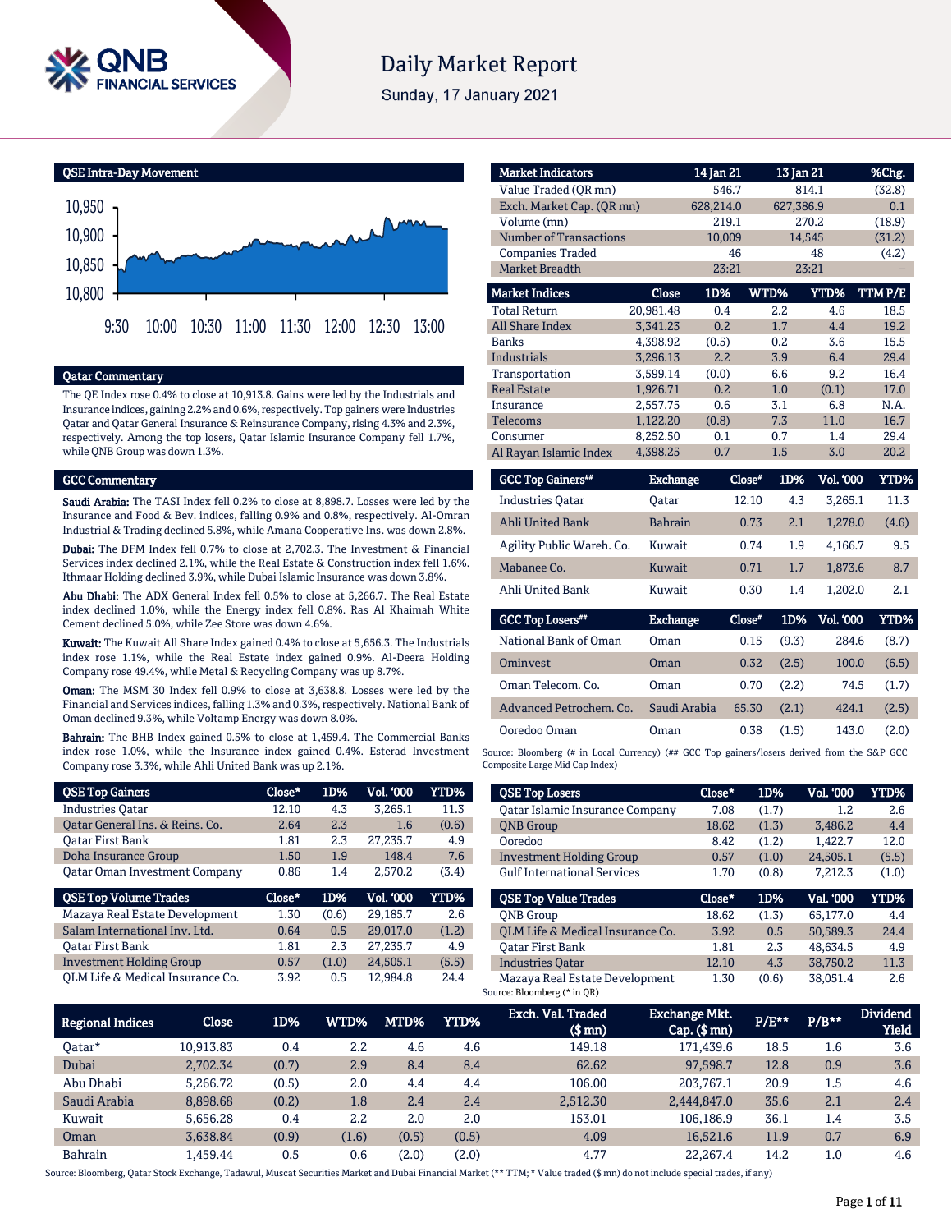# Daily Market Report

Sunday, 17 January 2021

## QSE Intra-Day Movement

## Qatar Commentary

The QE Index rose 0.4% to close at 10,913.8. Gains were led by the Industrials and Insurance indices, gaining 2.2% and 0.6%, respectively. Top gainers were Industries Qatar and Qatar General Insurance & Reinsurance Company, rising 4.3% and 2.3%, respectively. Among the top losers, Qatar Islamic Insurance Company fell 1.7%, while QNB Group was down 1.3%.

## GCC Commentary

**Saudi Arabia:** The TASI Index fell 0.2% to close at 8,898.7. Losses were led by the Insurance and Food & Bev. indices, falling 0.9% and 0.8%, respectively. Al-Omran Industrial & Trading declined 5.8%, while Amana Cooperative Ins. was down 2.8%.

**Dubai:** The DFM Index fell 0.7% to close at 2,702.3. The Investment & Financial Services index declined 2.1%, while the Real Estate & Construction index fell 1.6%. Ithmaar Holding declined 3.9%, while Dubai Islamic Insurance was down 3.8%.

**Abu Dhabi:** The ADX General Index fell 0.5% to close at 5,266.7. The Real Estate index declined 1.0%, while the Energy index fell 0.8%. Ras Al Khaimah White Cement declined 5.0%, while Zee Store was down 4.6%.

**Kuwait:** The Kuwait All Share Index gained 0.4% to close at 5,656.3. The Industrials index rose 1.1%, while the Real Estate index gained 0.9%. Al-Deera Holding Company rose 49.4%, while Metal & Recycling Company was up 8.7%.

**Oman:** The MSM 30 Index fell 0.9% to close at 3,638.8. Losses were led by the Financial and Services indices, falling 1.3% and 0.3%, respectively. National Bank of Oman declined 9.3%, while Voltamp Energy was down 8.0%.

**Bahrain:** The BHB Index gained 0.5% to close at 1,459.4. The Commercial Banks index rose 1.0%, while the Insurance index gained 0.4%. Esterad Investment Company rose 3.3%, while Ahli United Bank was up 2.1%.

| Market Indicators | 14 Jan 21 | 13 Jan 21 | %Chg. |
|---|---|---|---|
| Value Traded (QR mn) | 546.7 | 814.1 | (32.8) |
| Exch. Market Cap. (QR mn) | 628,214.0 | 627,386.9 | 0.1 |
| Volume (mn) | 219.1 | 270.2 | (18.9) |
| Number of Transactions | 10,009 | 14,545 | (31.2) |
| Companies Traded | 46 | 48 | (4.2) |
| Market Breadth | 23:21 | 23:21 | – |

| Market Indices | Close | 1D% | WTD% | YTD% | TTM P/E |
|---|---|---|---|---|---|
| Total Return | 20,981.48 | 0.4 | 2.2 | 4.6 | 18.5 |
| All Share Index | 3,341.23 | 0.2 | 1.7 | 4.4 | 19.2 |
| Banks | 4,398.92 | (0.5) | 0.2 | 3.6 | 15.5 |
| Industrials | 3,296.13 | 2.2 | 3.9 | 6.4 | 29.4 |
| Transportation | 3,599.14 | (0.0) | 6.6 | 9.2 | 16.4 |
| Real Estate | 1,926.71 | 0.2 | 1.0 | (0.1) | 17.0 |
| Insurance | 2,557.75 | 0.6 | 3.1 | 6.8 | N.A. |
| Telecoms | 1,122.20 | (0.8) | 7.3 | 11.0 | 16.7 |
| Consumer | 8,252.50 | 0.1 | 0.7 | 1.4 | 29.4 |
| Al Rayan Islamic Index | 4,398.25 | 0.7 | 1.5 | 3.0 | 20.2 |

| GCC Top Gainers## | Exchange | Close# | 1D% | Vol. '000 | YTD% |
|---|---|---|---|---|---|
| Industries Qatar | Qatar | 12.10 | 4.3 | 3,265.1 | 11.3 |
| Ahli United Bank | Bahrain | 0.73 | 2.1 | 1,278.0 | (4.6) |
| Agility Public Wareh. Co. | Kuwait | 0.74 | 1.9 | 4,166.7 | 9.5 |
| Mabanee Co. | Kuwait | 0.71 | 1.7 | 1,873.6 | 8.7 |
| Ahli United Bank | Kuwait | 0.30 | 1.4 | 1,202.0 | 2.1 |

| GCC Top Losers## | Exchange | Close# | 1D% | Vol. '000 | YTD% |
|---|---|---|---|---|---|
| National Bank of Oman | Oman | 0.15 | (9.3) | 284.6 | (8.7) |
| Ominvest | Oman | 0.32 | (2.5) | 100.0 | (6.5) |
| Oman Telecom. Co. | Oman | 0.70 | (2.2) | 74.5 | (1.7) |
| Advanced Petrochem. Co. | Saudi Arabia | 65.30 | (2.1) | 424.1 | (2.5) |
| Ooredoo Oman | Oman | 0.38 | (1.5) | 143.0 | (2.0) |

Source: Bloomberg (# in Local Currency) (## GCC Top gainers/losers derived from the S&P GCC Composite Large Mid Cap Index)

| QSE Top Gainers | Close* | 1D% | Vol. '000 | YTD% |
|---|---|---|---|---|
| Industries Qatar | 12.10 | 4.3 | 3,265.1 | 11.3 |
| Qatar General Ins. & Reins. Co. | 2.64 | 2.3 | 1.6 | (0.6) |
| Qatar First Bank | 1.81 | 2.3 | 27,235.7 | 4.9 |
| Doha Insurance Group | 1.50 | 1.9 | 148.4 | 7.6 |
| Qatar Oman Investment Company | 0.86 | 1.4 | 2,570.2 | (3.4) |

| QSE Top Volume Trades | Close* | 1D% | Vol. '000 | YTD% |
|---|---|---|---|---|
| Mazaya Real Estate Development | 1.30 | (0.6) | 29,185.7 | 2.6 |
| Salam International Inv. Ltd. | 0.64 | 0.5 | 29,017.0 | (1.2) |
| Qatar First Bank | 1.81 | 2.3 | 27,235.7 | 4.9 |
| Investment Holding Group | 0.57 | (1.0) | 24,505.1 | (5.5) |
| QLM Life & Medical Insurance Co. | 3.92 | 0.5 | 12,984.8 | 24.4 |

| QSE Top Losers | Close* | 1D% | Vol. '000 | YTD% |
|---|---|---|---|---|
| Qatar Islamic Insurance Company | 7.08 | (1.7) | 1.2 | 2.6 |
| QNB Group | 18.62 | (1.3) | 3,486.2 | 4.4 |
| Ooredoo | 8.42 | (1.2) | 1,422.7 | 12.0 |
| Investment Holding Group | 0.57 | (1.0) | 24,505.1 | (5.5) |
| Gulf International Services | 1.70 | (0.8) | 7,212.3 | (1.0) |

| QSE Top Value Trades | Close* | 1D% | Val. '000 | YTD% |
|---|---|---|---|---|
| QNB Group | 18.62 | (1.3) | 65,177.0 | 4.4 |
| QLM Life & Medical Insurance Co. | 3.92 | 0.5 | 50,589.3 | 24.4 |
| Qatar First Bank | 1.81 | 2.3 | 48,634.5 | 4.9 |
| Industries Qatar | 12.10 | 4.3 | 38,750.2 | 11.3 |
| Mazaya Real Estate Development | 1.30 | (0.6) | 38,051.4 | 2.6 |

Source: Bloomberg (* in QR)

| Regional Indices | Close | 1D% | WTD% | MTD% | YTD% | Exch. Val. Traded ($ mn) | Exchange Mkt. Cap. ($ mn) | P/E** | P/B** | Dividend Yield |
|---|---|---|---|---|---|---|---|---|---|---|
| Qatar* | 10,913.83 | 0.4 | 2.2 | 4.6 | 4.6 | 149.18 | 171,439.6 | 18.5 | 1.6 | 3.6 |
| Dubai | 2,702.34 | (0.7) | 2.9 | 8.4 | 8.4 | 62.62 | 97,598.7 | 12.8 | 0.9 | 3.6 |
| Abu Dhabi | 5,266.72 | (0.5) | 2.0 | 4.4 | 4.4 | 106.00 | 203,767.1 | 20.9 | 1.5 | 4.6 |
| Saudi Arabia | 8,898.68 | (0.2) | 1.8 | 2.4 | 2.4 | 2,512.30 | 2,444,847.0 | 35.6 | 2.1 | 2.4 |
| Kuwait | 5,656.28 | 0.4 | 2.2 | 2.0 | 2.0 | 153.01 | 106,186.9 | 36.1 | 1.4 | 3.5 |
| Oman | 3,638.84 | (0.9) | (1.6) | (0.5) | (0.5) | 4.09 | 16,521.6 | 11.9 | 0.7 | 6.9 |
| Bahrain | 1,459.44 | 0.5 | 0.6 | (2.0) | (2.0) | 4.77 | 22,267.4 | 14.2 | 1.0 | 4.6 |

Source: Bloomberg, Qatar Stock Exchange, Tadawul, Muscat Securities Market and Dubai Financial Market (** TTM; * Value traded ($ mn) do not include special trades, if any)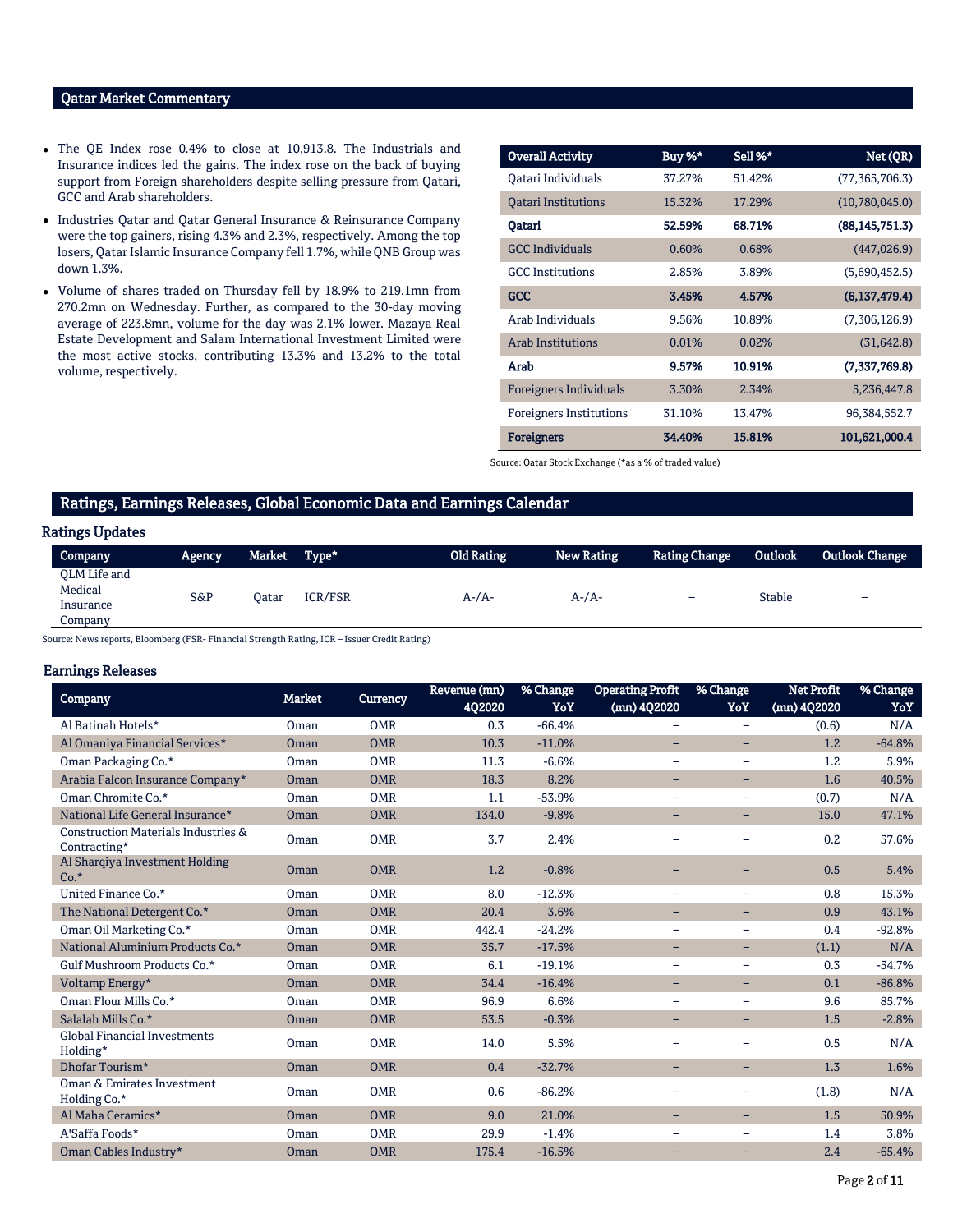## Qatar Market Commentary

- The QE Index rose 0.4% to close at 10,913.8. The Industrials and Insurance indices led the gains. The index rose on the back of buying support from Foreign shareholders despite selling pressure from Qatari, GCC and Arab shareholders.
- Industries Qatar and Qatar General Insurance & Reinsurance Company were the top gainers, rising 4.3% and 2.3%, respectively. Among the top losers, Qatar Islamic Insurance Company fell 1.7%, while QNB Group was down 1.3%.
- Volume of shares traded on Thursday fell by 18.9% to 219.1mn from 270.2mn on Wednesday. Further, as compared to the 30-day moving average of 223.8mn, volume for the day was 2.1% lower. Mazaya Real Estate Development and Salam International Investment Limited were the most active stocks, contributing 13.3% and 13.2% to the total volume, respectively.

| Overall Activity | Buy %* | Sell %* | Net (QR) |
|---|---|---|---|
| Qatari Individuals | 37.27% | 51.42% | (77,365,706.3) |
| Qatari Institutions | 15.32% | 17.29% | (10,780,045.0) |
| **Qatari** | **52.59%** | **68.71%** | **(88,145,751.3)** |
| GCC Individuals | 0.60% | 0.68% | (447,026.9) |
| GCC Institutions | 2.85% | 3.89% | (5,690,452.5) |
| **GCC** | **3.45%** | **4.57%** | **(6,137,479.4)** |
| Arab Individuals | 9.56% | 10.89% | (7,306,126.9) |
| Arab Institutions | 0.01% | 0.02% | (31,642.8) |
| **Arab** | **9.57%** | **10.91%** | **(7,337,769.8)** |
| Foreigners Individuals | 3.30% | 2.34% | 5,236,447.8 |
| Foreigners Institutions | 31.10% | 13.47% | 96,384,552.7 |
| **Foreigners** | **34.40%** | **15.81%** | **101,621,000.4** |

Source: Qatar Stock Exchange (*as a % of traded value)

## Ratings, Earnings Releases, Global Economic Data and Earnings Calendar

### Ratings Updates

| Company | Agency | Market | Type* | Old Rating | New Rating | Rating Change | Outlook | Outlook Change |
|---|---|---|---|---|---|---|---|---|
| QLM Life and Medical Insurance Company | S&P | Qatar | ICR/FSR | A-/A- | A-/A- | – | Stable | – |

Source: News reports, Bloomberg (FSR- Financial Strength Rating, ICR – Issuer Credit Rating)

### Earnings Releases

| Company | Market | Currency | Revenue (mn) 4Q2020 | % Change YoY | Operating Profit (mn) 4Q2020 | % Change YoY | Net Profit (mn) 4Q2020 | % Change YoY |
|---|---|---|---|---|---|---|---|---|
| Al Batinah Hotels* | Oman | OMR | 0.3 | -66.4% | – | – | (0.6) | N/A |
| Al Omaniya Financial Services* | Oman | OMR | 10.3 | -11.0% | – | – | 1.2 | -64.8% |
| Oman Packaging Co.* | Oman | OMR | 11.3 | -6.6% | – | – | 1.2 | 5.9% |
| Arabia Falcon Insurance Company* | Oman | OMR | 18.3 | 8.2% | – | – | 1.6 | 40.5% |
| Oman Chromite Co.* | Oman | OMR | 1.1 | -53.9% | – | – | (0.7) | N/A |
| National Life General Insurance* | Oman | OMR | 134.0 | -9.8% | – | – | 15.0 | 47.1% |
| Construction Materials Industries & Contracting* | Oman | OMR | 3.7 | 2.4% | – | – | 0.2 | 57.6% |
| Al Sharqiya Investment Holding Co.* | Oman | OMR | 1.2 | -0.8% | – | – | 0.5 | 5.4% |
| United Finance Co.* | Oman | OMR | 8.0 | -12.3% | – | – | 0.8 | 15.3% |
| The National Detergent Co.* | Oman | OMR | 20.4 | 3.6% | – | – | 0.9 | 43.1% |
| Oman Oil Marketing Co.* | Oman | OMR | 442.4 | -24.2% | – | – | 0.4 | -92.8% |
| National Aluminium Products Co.* | Oman | OMR | 35.7 | -17.5% | – | – | (1.1) | N/A |
| Gulf Mushroom Products Co.* | Oman | OMR | 6.1 | -19.1% | – | – | 0.3 | -54.7% |
| Voltamp Energy* | Oman | OMR | 34.4 | -16.4% | – | – | 0.1 | -86.8% |
| Oman Flour Mills Co.* | Oman | OMR | 96.9 | 6.6% | – | – | 9.6 | 85.7% |
| Salalah Mills Co.* | Oman | OMR | 53.5 | -0.3% | – | – | 1.5 | -2.8% |
| Global Financial Investments Holding* | Oman | OMR | 14.0 | 5.5% | – | – | 0.5 | N/A |
| Dhofar Tourism* | Oman | OMR | 0.4 | -32.7% | – | – | 1.3 | 1.6% |
| Oman & Emirates Investment Holding Co.* | Oman | OMR | 0.6 | -86.2% | – | – | (1.8) | N/A |
| Al Maha Ceramics* | Oman | OMR | 9.0 | 21.0% | – | – | 1.5 | 50.9% |
| A'Saffa Foods* | Oman | OMR | 29.9 | -1.4% | – | – | 1.4 | 3.8% |
| Oman Cables Industry* | Oman | OMR | 175.4 | -16.5% | – | – | 2.4 | -65.4% |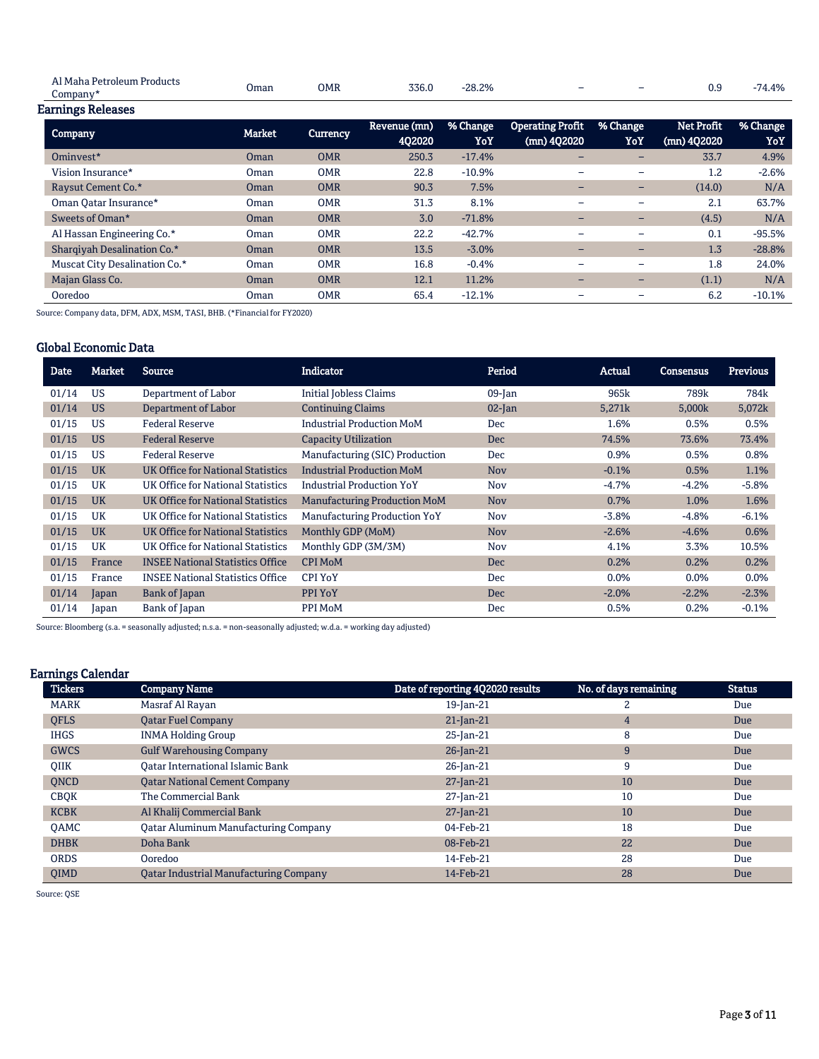| Al Maha Petroleum Products Company* | Oman | OMR | 336.0 | -28.2% | – | – | 0.9 | -74.4% |
|---|---|---|---|---|---|---|---|---|

## Earnings Releases

| Company | Market | Currency | Revenue (mn) 4Q2020 | % Change YoY | Operating Profit (mn) 4Q2020 | % Change YoY | Net Profit (mn) 4Q2020 | % Change YoY |
|---|---|---|---|---|---|---|---|---|
| Ominvest* | Oman | OMR | 250.3 | -17.4% | – | – | 33.7 | 4.9% |
| Vision Insurance* | Oman | OMR | 22.8 | -10.9% | – | – | 1.2 | -2.6% |
| Raysut Cement Co.* | Oman | OMR | 90.3 | 7.5% | – | – | (14.0) | N/A |
| Oman Qatar Insurance* | Oman | OMR | 31.3 | 8.1% | – | – | 2.1 | 63.7% |
| Sweets of Oman* | Oman | OMR | 3.0 | -71.8% | – | – | (4.5) | N/A |
| Al Hassan Engineering Co.* | Oman | OMR | 22.2 | -42.7% | – | – | 0.1 | -95.5% |
| Sharqiyah Desalination Co.* | Oman | OMR | 13.5 | -3.0% | – | – | 1.3 | -28.8% |
| Muscat City Desalination Co.* | Oman | OMR | 16.8 | -0.4% | – | – | 1.8 | 24.0% |
| Majan Glass Co. | Oman | OMR | 12.1 | 11.2% | – | – | (1.1) | N/A |
| Ooredoo | Oman | OMR | 65.4 | -12.1% | – | – | 6.2 | -10.1% |

Source: Company data, DFM, ADX, MSM, TASI, BHB. (*Financial for FY2020)

## Global Economic Data

| Date | Market | Source | Indicator | Period | Actual | Consensus | Previous |
|---|---|---|---|---|---|---|---|
| 01/14 | US | Department of Labor | Initial Jobless Claims | 09-Jan | 965k | 789k | 784k |
| 01/14 | US | Department of Labor | Continuing Claims | 02-Jan | 5,271k | 5,000k | 5,072k |
| 01/15 | US | Federal Reserve | Industrial Production MoM | Dec | 1.6% | 0.5% | 0.5% |
| 01/15 | US | Federal Reserve | Capacity Utilization | Dec | 74.5% | 73.6% | 73.4% |
| 01/15 | US | Federal Reserve | Manufacturing (SIC) Production | Dec | 0.9% | 0.5% | 0.8% |
| 01/15 | UK | UK Office for National Statistics | Industrial Production MoM | Nov | -0.1% | 0.5% | 1.1% |
| 01/15 | UK | UK Office for National Statistics | Industrial Production YoY | Nov | -4.7% | -4.2% | -5.8% |
| 01/15 | UK | UK Office for National Statistics | Manufacturing Production MoM | Nov | 0.7% | 1.0% | 1.6% |
| 01/15 | UK | UK Office for National Statistics | Manufacturing Production YoY | Nov | -3.8% | -4.8% | -6.1% |
| 01/15 | UK | UK Office for National Statistics | Monthly GDP (MoM) | Nov | -2.6% | -4.6% | 0.6% |
| 01/15 | UK | UK Office for National Statistics | Monthly GDP (3M/3M) | Nov | 4.1% | 3.3% | 10.5% |
| 01/15 | France | INSEE National Statistics Office | CPI MoM | Dec | 0.2% | 0.2% | 0.2% |
| 01/15 | France | INSEE National Statistics Office | CPI YoY | Dec | 0.0% | 0.0% | 0.0% |
| 01/14 | Japan | Bank of Japan | PPI YoY | Dec | -2.0% | -2.2% | -2.3% |
| 01/14 | Japan | Bank of Japan | PPI MoM | Dec | 0.5% | 0.2% | -0.1% |

Source: Bloomberg (s.a. = seasonally adjusted; n.s.a. = non-seasonally adjusted; w.d.a. = working day adjusted)

## Earnings Calendar

| Tickers | Company Name | Date of reporting 4Q2020 results | No. of days remaining | Status |
|---|---|---|---|---|
| MARK | Masraf Al Rayan | 19-Jan-21 | 2 | Due |
| QFLS | Qatar Fuel Company | 21-Jan-21 | 4 | Due |
| IHGS | INMA Holding Group | 25-Jan-21 | 8 | Due |
| GWCS | Gulf Warehousing Company | 26-Jan-21 | 9 | Due |
| QIIK | Qatar International Islamic Bank | 26-Jan-21 | 9 | Due |
| QNCD | Qatar National Cement Company | 27-Jan-21 | 10 | Due |
| CBQK | The Commercial Bank | 27-Jan-21 | 10 | Due |
| KCBK | Al Khalij Commercial Bank | 27-Jan-21 | 10 | Due |
| QAMC | Qatar Aluminum Manufacturing Company | 04-Feb-21 | 18 | Due |
| DHBK | Doha Bank | 08-Feb-21 | 22 | Due |
| ORDS | Ooredoo | 14-Feb-21 | 28 | Due |
| QIMD | Qatar Industrial Manufacturing Company | 14-Feb-21 | 28 | Due |

Source: QSE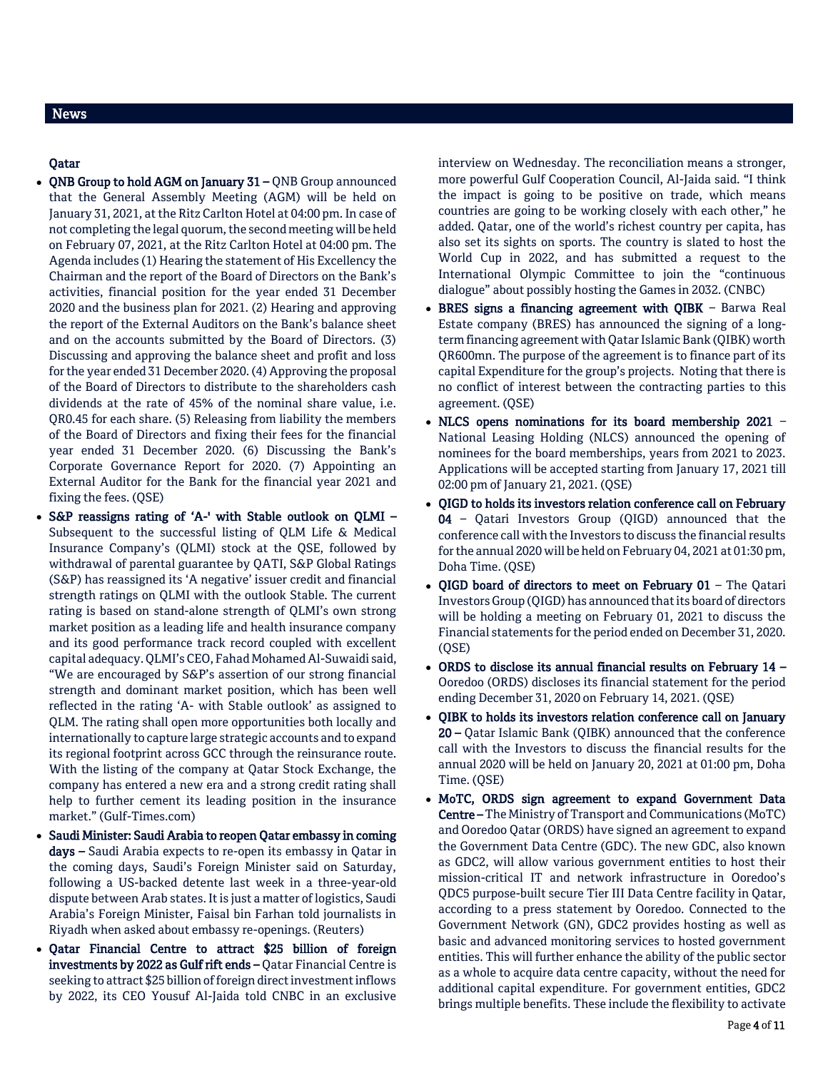## News

### Qatar

- **QNB Group to hold AGM on January 31 –** QNB Group announced that the General Assembly Meeting (AGM) will be held on January 31, 2021, at the Ritz Carlton Hotel at 04:00 pm. In case of not completing the legal quorum, the second meeting will be held on February 07, 2021, at the Ritz Carlton Hotel at 04:00 pm. The Agenda includes (1) Hearing the statement of His Excellency the Chairman and the report of the Board of Directors on the Bank's activities, financial position for the year ended 31 December 2020 and the business plan for 2021. (2) Hearing and approving the report of the External Auditors on the Bank's balance sheet and on the accounts submitted by the Board of Directors. (3) Discussing and approving the balance sheet and profit and loss for the year ended 31 December 2020. (4) Approving the proposal of the Board of Directors to distribute to the shareholders cash dividends at the rate of 45% of the nominal share value, i.e. QR0.45 for each share. (5) Releasing from liability the members of the Board of Directors and fixing their fees for the financial year ended 31 December 2020. (6) Discussing the Bank's Corporate Governance Report for 2020. (7) Appointing an External Auditor for the Bank for the financial year 2021 and fixing the fees. (QSE)
- **S&P reassigns rating of 'A-' with Stable outlook on QLMI –** Subsequent to the successful listing of QLM Life & Medical Insurance Company's (QLMI) stock at the QSE, followed by withdrawal of parental guarantee by QATI, S&P Global Ratings (S&P) has reassigned its 'A negative' issuer credit and financial strength ratings on QLMI with the outlook Stable. The current rating is based on stand-alone strength of QLMI's own strong market position as a leading life and health insurance company and its good performance track record coupled with excellent capital adequacy. QLMI's CEO, Fahad Mohamed Al-Suwaidi said, "We are encouraged by S&P's assertion of our strong financial strength and dominant market position, which has been well reflected in the rating 'A- with Stable outlook' as assigned to QLM. The rating shall open more opportunities both locally and internationally to capture large strategic accounts and to expand its regional footprint across GCC through the reinsurance route. With the listing of the company at Qatar Stock Exchange, the company has entered a new era and a strong credit rating shall help to further cement its leading position in the insurance market." (Gulf-Times.com)
- **Saudi Minister: Saudi Arabia to reopen Qatar embassy in coming days –** Saudi Arabia expects to re-open its embassy in Qatar in the coming days, Saudi's Foreign Minister said on Saturday, following a US-backed detente last week in a three-year-old dispute between Arab states. It is just a matter of logistics, Saudi Arabia's Foreign Minister, Faisal bin Farhan told journalists in Riyadh when asked about embassy re-openings. (Reuters)
- **Qatar Financial Centre to attract $25 billion of foreign investments by 2022 as Gulf rift ends –** Qatar Financial Centre is seeking to attract $25 billion of foreign direct investment inflows by 2022, its CEO Yousuf Al-Jaida told CNBC in an exclusive interview on Wednesday. The reconciliation means a stronger, more powerful Gulf Cooperation Council, Al-Jaida said. "I think the impact is going to be positive on trade, which means countries are going to be working closely with each other," he added. Qatar, one of the world's richest country per capita, has also set its sights on sports. The country is slated to host the World Cup in 2022, and has submitted a request to the International Olympic Committee to join the "continuous dialogue" about possibly hosting the Games in 2032. (CNBC)
- **BRES signs a financing agreement with QIBK** – Barwa Real Estate company (BRES) has announced the signing of a long-term financing agreement with Qatar Islamic Bank (QIBK) worth QR600mn. The purpose of the agreement is to finance part of its capital Expenditure for the group's projects. Noting that there is no conflict of interest between the contracting parties to this agreement. (QSE)
- **NLCS opens nominations for its board membership 2021** – National Leasing Holding (NLCS) announced the opening of nominees for the board memberships, years from 2021 to 2023. Applications will be accepted starting from January 17, 2021 till 02:00 pm of January 21, 2021. (QSE)
- **QIGD to holds its investors relation conference call on February 04** – Qatari Investors Group (QIGD) announced that the conference call with the Investors to discuss the financial results for the annual 2020 will be held on February 04, 2021 at 01:30 pm, Doha Time. (QSE)
- **QIGD board of directors to meet on February 01** – The Qatari Investors Group (QIGD) has announced that its board of directors will be holding a meeting on February 01, 2021 to discuss the Financial statements for the period ended on December 31, 2020. (QSE)
- **ORDS to disclose its annual financial results on February 14 –** Ooredoo (ORDS) discloses its financial statement for the period ending December 31, 2020 on February 14, 2021. (QSE)
- **QIBK to holds its investors relation conference call on January 20 –** Qatar Islamic Bank (QIBK) announced that the conference call with the Investors to discuss the financial results for the annual 2020 will be held on January 20, 2021 at 01:00 pm, Doha Time. (QSE)
- **MoTC, ORDS sign agreement to expand Government Data Centre –** The Ministry of Transport and Communications (MoTC) and Ooredoo Qatar (ORDS) have signed an agreement to expand the Government Data Centre (GDC). The new GDC, also known as GDC2, will allow various government entities to host their mission-critical IT and network infrastructure in Ooredoo's QDC5 purpose-built secure Tier III Data Centre facility in Qatar, according to a press statement by Ooredoo. Connected to the Government Network (GN), GDC2 provides hosting as well as basic and advanced monitoring services to hosted government entities. This will further enhance the ability of the public sector as a whole to acquire data centre capacity, without the need for additional capital expenditure. For government entities, GDC2 brings multiple benefits. These include the flexibility to activate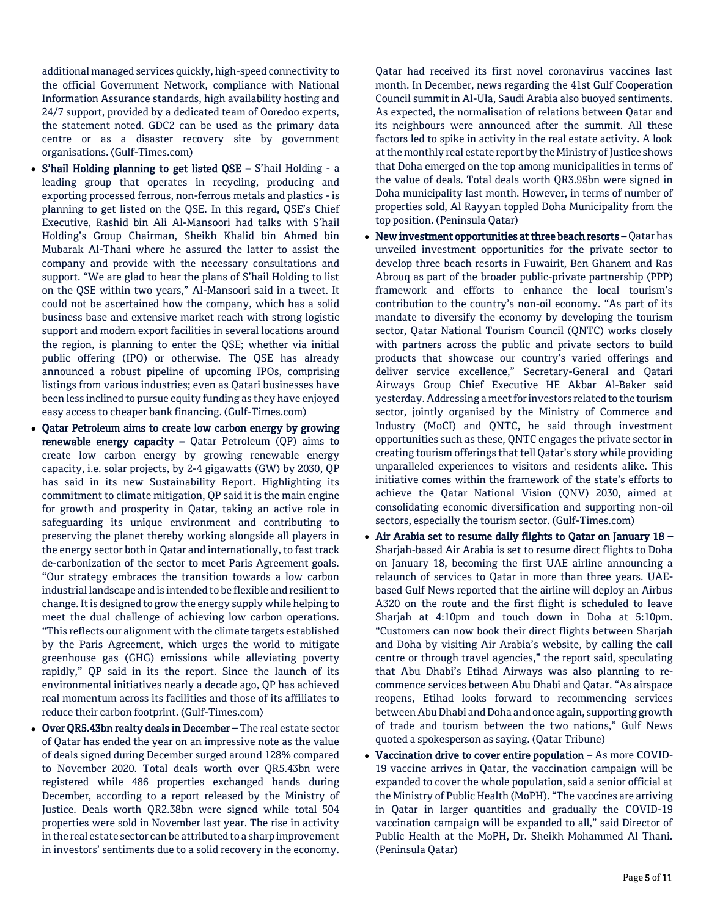additional managed services quickly, high-speed connectivity to the official Government Network, compliance with National Information Assurance standards, high availability hosting and 24/7 support, provided by a dedicated team of Ooredoo experts, the statement noted. GDC2 can be used as the primary data centre or as a disaster recovery site by government organisations. (Gulf-Times.com)

- **S'hail Holding planning to get listed QSE –** S'hail Holding - a leading group that operates in recycling, producing and exporting processed ferrous, non-ferrous metals and plastics - is planning to get listed on the QSE. In this regard, QSE's Chief Executive, Rashid bin Ali Al-Mansoori had talks with S'hail Holding's Group Chairman, Sheikh Khalid bin Ahmed bin Mubarak Al-Thani where he assured the latter to assist the company and provide with the necessary consultations and support. "We are glad to hear the plans of S'hail Holding to list on the QSE within two years," Al-Mansoori said in a tweet. It could not be ascertained how the company, which has a solid business base and extensive market reach with strong logistic support and modern export facilities in several locations around the region, is planning to enter the QSE; whether via initial public offering (IPO) or otherwise. The QSE has already announced a robust pipeline of upcoming IPOs, comprising listings from various industries; even as Qatari businesses have been less inclined to pursue equity funding as they have enjoyed easy access to cheaper bank financing. (Gulf-Times.com)
- **Qatar Petroleum aims to create low carbon energy by growing renewable energy capacity –** Qatar Petroleum (QP) aims to create low carbon energy by growing renewable energy capacity, i.e. solar projects, by 2-4 gigawatts (GW) by 2030, QP has said in its new Sustainability Report. Highlighting its commitment to climate mitigation, QP said it is the main engine for growth and prosperity in Qatar, taking an active role in safeguarding its unique environment and contributing to preserving the planet thereby working alongside all players in the energy sector both in Qatar and internationally, to fast track de-carbonization of the sector to meet Paris Agreement goals. "Our strategy embraces the transition towards a low carbon industrial landscape and is intended to be flexible and resilient to change. It is designed to grow the energy supply while helping to meet the dual challenge of achieving low carbon operations. "This reflects our alignment with the climate targets established by the Paris Agreement, which urges the world to mitigate greenhouse gas (GHG) emissions while alleviating poverty rapidly," QP said in the report. Since the launch of its environmental initiatives nearly a decade ago, QP has achieved real momentum across its facilities and those of its affiliates to reduce their carbon footprint. (Gulf-Times.com)
- **Over QR5.43bn realty deals in December –** The real estate sector of Qatar has ended the year on an impressive note as the value of deals signed during December surged around 128% compared to November 2020. Total deals worth over QR5.43bn were registered while 486 properties exchanged hands during December, according to a report released by the Ministry of Justice. Deals worth QR2.38bn were signed while total 504 properties were sold in November last year. The rise in activity in the real estate sector can be attributed to a sharp improvement in investors' sentiments due to a solid recovery in the economy. Qatar had received its first novel coronavirus vaccines last month. In December, news regarding the 41st Gulf Cooperation Council summit in Al-Ula, Saudi Arabia also buoyed sentiments. As expected, the normalisation of relations between Qatar and its neighbours were announced after the summit. All these factors led to spike in activity in the real estate activity. A look at the monthly real estate report by the Ministry of Justice shows that Doha emerged on the top among municipalities in terms of the value of deals. Total deals worth QR3.95bn were signed in Doha municipality last month. However, in terms of number of properties sold, Al Rayyan toppled Doha Municipality from the top position. (Peninsula Qatar)
- **New investment opportunities at three beach resorts –** Qatar has unveiled investment opportunities for the private sector to develop three beach resorts in Fuwairit, Ben Ghanem and Ras Abrouq as part of the broader public-private partnership (PPP) framework and efforts to enhance the local tourism's contribution to the country's non-oil economy. "As part of its mandate to diversify the economy by developing the tourism sector, Qatar National Tourism Council (QNTC) works closely with partners across the public and private sectors to build products that showcase our country's varied offerings and deliver service excellence," Secretary-General and Qatari Airways Group Chief Executive HE Akbar Al-Baker said yesterday. Addressing a meet for investors related to the tourism sector, jointly organised by the Ministry of Commerce and Industry (MoCI) and QNTC, he said through investment opportunities such as these, QNTC engages the private sector in creating tourism offerings that tell Qatar's story while providing unparalleled experiences to visitors and residents alike. This initiative comes within the framework of the state's efforts to achieve the Qatar National Vision (QNV) 2030, aimed at consolidating economic diversification and supporting non-oil sectors, especially the tourism sector. (Gulf-Times.com)
- **Air Arabia set to resume daily flights to Qatar on January 18 –** Sharjah-based Air Arabia is set to resume direct flights to Doha on January 18, becoming the first UAE airline announcing a relaunch of services to Qatar in more than three years. UAE-based Gulf News reported that the airline will deploy an Airbus A320 on the route and the first flight is scheduled to leave Sharjah at 4:10pm and touch down in Doha at 5:10pm. "Customers can now book their direct flights between Sharjah and Doha by visiting Air Arabia's website, by calling the call centre or through travel agencies," the report said, speculating that Abu Dhabi's Etihad Airways was also planning to re-commence services between Abu Dhabi and Qatar. "As airspace reopens, Etihad looks forward to recommencing services between Abu Dhabi and Doha and once again, supporting growth of trade and tourism between the two nations," Gulf News quoted a spokesperson as saying. (Qatar Tribune)
- **Vaccination drive to cover entire population –** As more COVID-19 vaccine arrives in Qatar, the vaccination campaign will be expanded to cover the whole population, said a senior official at the Ministry of Public Health (MoPH). "The vaccines are arriving in Qatar in larger quantities and gradually the COVID-19 vaccination campaign will be expanded to all," said Director of Public Health at the MoPH, Dr. Sheikh Mohammed Al Thani. (Peninsula Qatar)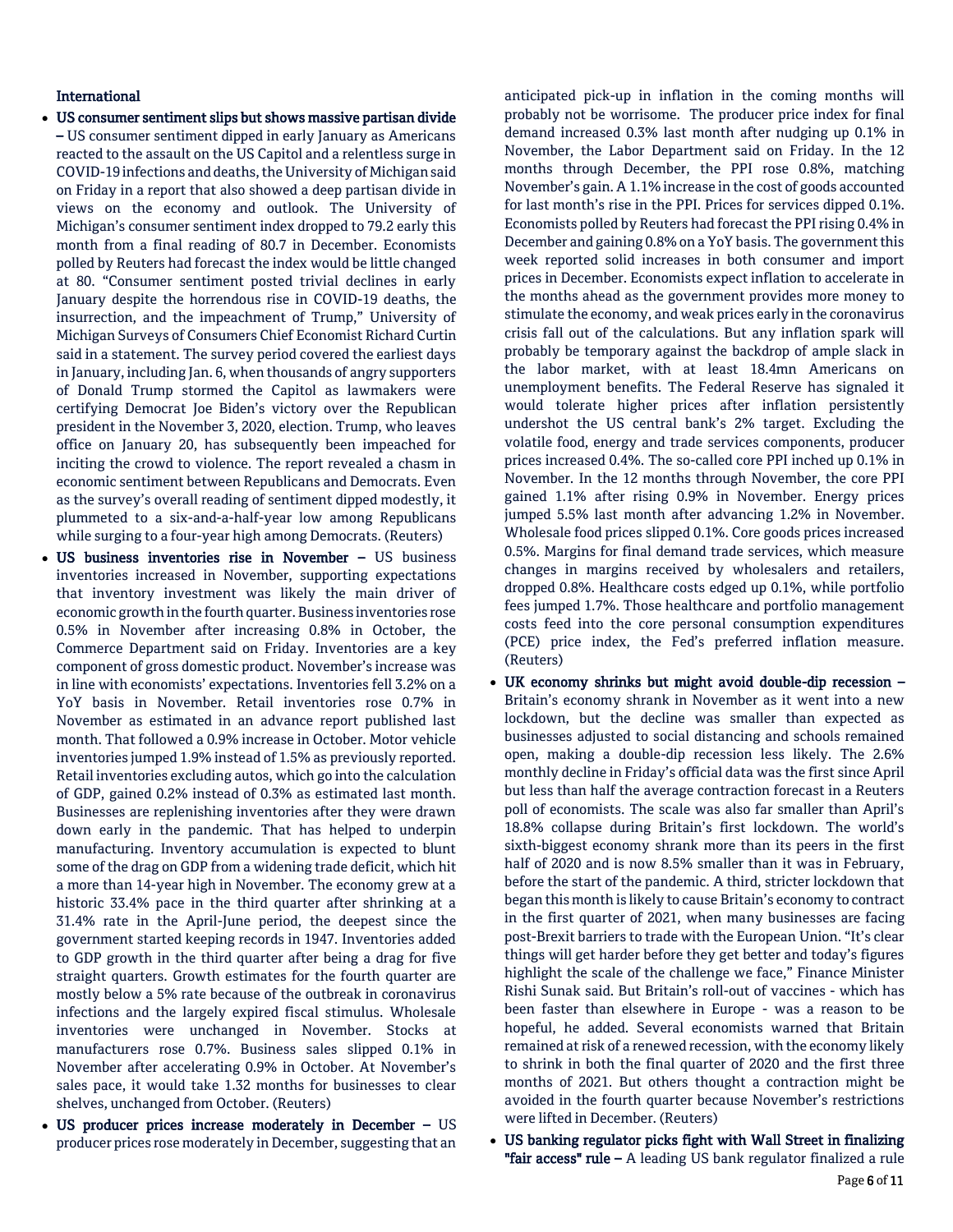## International

- **US consumer sentiment slips but shows massive partisan divide –** US consumer sentiment dipped in early January as Americans reacted to the assault on the US Capitol and a relentless surge in COVID-19 infections and deaths, the University of Michigan said on Friday in a report that also showed a deep partisan divide in views on the economy and outlook. The University of Michigan's consumer sentiment index dropped to 79.2 early this month from a final reading of 80.7 in December. Economists polled by Reuters had forecast the index would be little changed at 80. "Consumer sentiment posted trivial declines in early January despite the horrendous rise in COVID-19 deaths, the insurrection, and the impeachment of Trump," University of Michigan Surveys of Consumers Chief Economist Richard Curtin said in a statement. The survey period covered the earliest days in January, including Jan. 6, when thousands of angry supporters of Donald Trump stormed the Capitol as lawmakers were certifying Democrat Joe Biden's victory over the Republican president in the November 3, 2020, election. Trump, who leaves office on January 20, has subsequently been impeached for inciting the crowd to violence. The report revealed a chasm in economic sentiment between Republicans and Democrats. Even as the survey's overall reading of sentiment dipped modestly, it plummeted to a six-and-a-half-year low among Republicans while surging to a four-year high among Democrats. (Reuters)
- **US business inventories rise in November –** US business inventories increased in November, supporting expectations that inventory investment was likely the main driver of economic growth in the fourth quarter. Business inventories rose 0.5% in November after increasing 0.8% in October, the Commerce Department said on Friday. Inventories are a key component of gross domestic product. November's increase was in line with economists' expectations. Inventories fell 3.2% on a YoY basis in November. Retail inventories rose 0.7% in November as estimated in an advance report published last month. That followed a 0.9% increase in October. Motor vehicle inventories jumped 1.9% instead of 1.5% as previously reported. Retail inventories excluding autos, which go into the calculation of GDP, gained 0.2% instead of 0.3% as estimated last month. Businesses are replenishing inventories after they were drawn down early in the pandemic. That has helped to underpin manufacturing. Inventory accumulation is expected to blunt some of the drag on GDP from a widening trade deficit, which hit a more than 14-year high in November. The economy grew at a historic 33.4% pace in the third quarter after shrinking at a 31.4% rate in the April-June period, the deepest since the government started keeping records in 1947. Inventories added to GDP growth in the third quarter after being a drag for five straight quarters. Growth estimates for the fourth quarter are mostly below a 5% rate because of the outbreak in coronavirus infections and the largely expired fiscal stimulus. Wholesale inventories were unchanged in November. Stocks at manufacturers rose 0.7%. Business sales slipped 0.1% in November after accelerating 0.9% in October. At November's sales pace, it would take 1.32 months for businesses to clear shelves, unchanged from October. (Reuters)
- **US producer prices increase moderately in December –** US producer prices rose moderately in December, suggesting that an anticipated pick-up in inflation in the coming months will probably not be worrisome. The producer price index for final demand increased 0.3% last month after nudging up 0.1% in November, the Labor Department said on Friday. In the 12 months through December, the PPI rose 0.8%, matching November's gain. A 1.1% increase in the cost of goods accounted for last month's rise in the PPI. Prices for services dipped 0.1%. Economists polled by Reuters had forecast the PPI rising 0.4% in December and gaining 0.8% on a YoY basis. The government this week reported solid increases in both consumer and import prices in December. Economists expect inflation to accelerate in the months ahead as the government provides more money to stimulate the economy, and weak prices early in the coronavirus crisis fall out of the calculations. But any inflation spark will probably be temporary against the backdrop of ample slack in the labor market, with at least 18.4mn Americans on unemployment benefits. The Federal Reserve has signaled it would tolerate higher prices after inflation persistently undershot the US central bank's 2% target. Excluding the volatile food, energy and trade services components, producer prices increased 0.4%. The so-called core PPI inched up 0.1% in November. In the 12 months through November, the core PPI gained 1.1% after rising 0.9% in November. Energy prices jumped 5.5% last month after advancing 1.2% in November. Wholesale food prices slipped 0.1%. Core goods prices increased 0.5%. Margins for final demand trade services, which measure changes in margins received by wholesalers and retailers, dropped 0.8%. Healthcare costs edged up 0.1%, while portfolio fees jumped 1.7%. Those healthcare and portfolio management costs feed into the core personal consumption expenditures (PCE) price index, the Fed's preferred inflation measure. (Reuters)
- **UK economy shrinks but might avoid double-dip recession –** Britain's economy shrank in November as it went into a new lockdown, but the decline was smaller than expected as businesses adjusted to social distancing and schools remained open, making a double-dip recession less likely. The 2.6% monthly decline in Friday's official data was the first since April but less than half the average contraction forecast in a Reuters poll of economists. The scale was also far smaller than April's 18.8% collapse during Britain's first lockdown. The world's sixth-biggest economy shrank more than its peers in the first half of 2020 and is now 8.5% smaller than it was in February, before the start of the pandemic. A third, stricter lockdown that began this month is likely to cause Britain's economy to contract in the first quarter of 2021, when many businesses are facing post-Brexit barriers to trade with the European Union. "It's clear things will get harder before they get better and today's figures highlight the scale of the challenge we face," Finance Minister Rishi Sunak said. But Britain's roll-out of vaccines - which has been faster than elsewhere in Europe - was a reason to be hopeful, he added. Several economists warned that Britain remained at risk of a renewed recession, with the economy likely to shrink in both the final quarter of 2020 and the first three months of 2021. But others thought a contraction might be avoided in the fourth quarter because November's restrictions were lifted in December. (Reuters)
- **US banking regulator picks fight with Wall Street in finalizing "fair access" rule –** A leading US bank regulator finalized a rule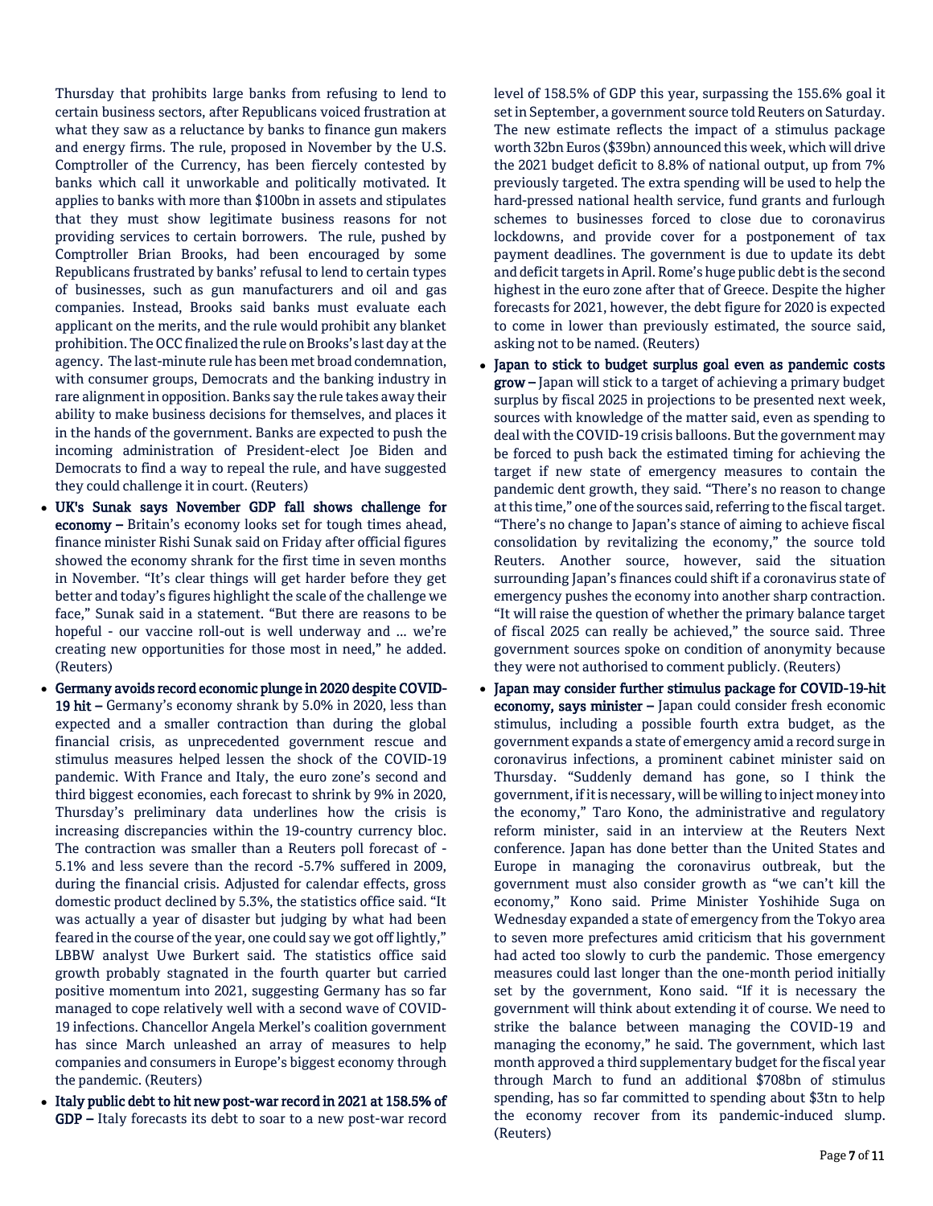Thursday that prohibits large banks from refusing to lend to certain business sectors, after Republicans voiced frustration at what they saw as a reluctance by banks to finance gun makers and energy firms. The rule, proposed in November by the U.S. Comptroller of the Currency, has been fiercely contested by banks which call it unworkable and politically motivated. It applies to banks with more than $100bn in assets and stipulates that they must show legitimate business reasons for not providing services to certain borrowers. The rule, pushed by Comptroller Brian Brooks, had been encouraged by some Republicans frustrated by banks' refusal to lend to certain types of businesses, such as gun manufacturers and oil and gas companies. Instead, Brooks said banks must evaluate each applicant on the merits, and the rule would prohibit any blanket prohibition. The OCC finalized the rule on Brooks's last day at the agency. The last-minute rule has been met broad condemnation, with consumer groups, Democrats and the banking industry in rare alignment in opposition. Banks say the rule takes away their ability to make business decisions for themselves, and places it in the hands of the government. Banks are expected to push the incoming administration of President-elect Joe Biden and Democrats to find a way to repeal the rule, and have suggested they could challenge it in court. (Reuters)

- **UK's Sunak says November GDP fall shows challenge for economy –** Britain's economy looks set for tough times ahead, finance minister Rishi Sunak said on Friday after official figures showed the economy shrank for the first time in seven months in November. "It's clear things will get harder before they get better and today's figures highlight the scale of the challenge we face," Sunak said in a statement. "But there are reasons to be hopeful - our vaccine roll-out is well underway and ... we're creating new opportunities for those most in need," he added. (Reuters)
- **Germany avoids record economic plunge in 2020 despite COVID-19 hit –** Germany's economy shrank by 5.0% in 2020, less than expected and a smaller contraction than during the global financial crisis, as unprecedented government rescue and stimulus measures helped lessen the shock of the COVID-19 pandemic. With France and Italy, the euro zone's second and third biggest economies, each forecast to shrink by 9% in 2020, Thursday's preliminary data underlines how the crisis is increasing discrepancies within the 19-country currency bloc. The contraction was smaller than a Reuters poll forecast of -5.1% and less severe than the record -5.7% suffered in 2009, during the financial crisis. Adjusted for calendar effects, gross domestic product declined by 5.3%, the statistics office said. "It was actually a year of disaster but judging by what had been feared in the course of the year, one could say we got off lightly," LBBW analyst Uwe Burkert said. The statistics office said growth probably stagnated in the fourth quarter but carried positive momentum into 2021, suggesting Germany has so far managed to cope relatively well with a second wave of COVID-19 infections. Chancellor Angela Merkel's coalition government has since March unleashed an array of measures to help companies and consumers in Europe's biggest economy through the pandemic. (Reuters)
- **Italy public debt to hit new post-war record in 2021 at 158.5% of GDP –** Italy forecasts its debt to soar to a new post-war record level of 158.5% of GDP this year, surpassing the 155.6% goal it set in September, a government source told Reuters on Saturday. The new estimate reflects the impact of a stimulus package worth 32bn Euros ($39bn) announced this week, which will drive the 2021 budget deficit to 8.8% of national output, up from 7% previously targeted. The extra spending will be used to help the hard-pressed national health service, fund grants and furlough schemes to businesses forced to close due to coronavirus lockdowns, and provide cover for a postponement of tax payment deadlines. The government is due to update its debt and deficit targets in April. Rome's huge public debt is the second highest in the euro zone after that of Greece. Despite the higher forecasts for 2021, however, the debt figure for 2020 is expected to come in lower than previously estimated, the source said, asking not to be named. (Reuters)
- **Japan to stick to budget surplus goal even as pandemic costs grow –** Japan will stick to a target of achieving a primary budget surplus by fiscal 2025 in projections to be presented next week, sources with knowledge of the matter said, even as spending to deal with the COVID-19 crisis balloons. But the government may be forced to push back the estimated timing for achieving the target if new state of emergency measures to contain the pandemic dent growth, they said. "There's no reason to change at this time," one of the sources said, referring to the fiscal target. "There's no change to Japan's stance of aiming to achieve fiscal consolidation by revitalizing the economy," the source told Reuters. Another source, however, said the situation surrounding Japan's finances could shift if a coronavirus state of emergency pushes the economy into another sharp contraction. "It will raise the question of whether the primary balance target of fiscal 2025 can really be achieved," the source said. Three government sources spoke on condition of anonymity because they were not authorised to comment publicly. (Reuters)
- **Japan may consider further stimulus package for COVID-19-hit economy, says minister –** Japan could consider fresh economic stimulus, including a possible fourth extra budget, as the government expands a state of emergency amid a record surge in coronavirus infections, a prominent cabinet minister said on Thursday. "Suddenly demand has gone, so I think the government, if it is necessary, will be willing to inject money into the economy," Taro Kono, the administrative and regulatory reform minister, said in an interview at the Reuters Next conference. Japan has done better than the United States and Europe in managing the coronavirus outbreak, but the government must also consider growth as "we can't kill the economy," Kono said. Prime Minister Yoshihide Suga on Wednesday expanded a state of emergency from the Tokyo area to seven more prefectures amid criticism that his government had acted too slowly to curb the pandemic. Those emergency measures could last longer than the one-month period initially set by the government, Kono said. "If it is necessary the government will think about extending it of course. We need to strike the balance between managing the COVID-19 and managing the economy," he said. The government, which last month approved a third supplementary budget for the fiscal year through March to fund an additional $708bn of stimulus spending, has so far committed to spending about $3tn to help the economy recover from its pandemic-induced slump. (Reuters)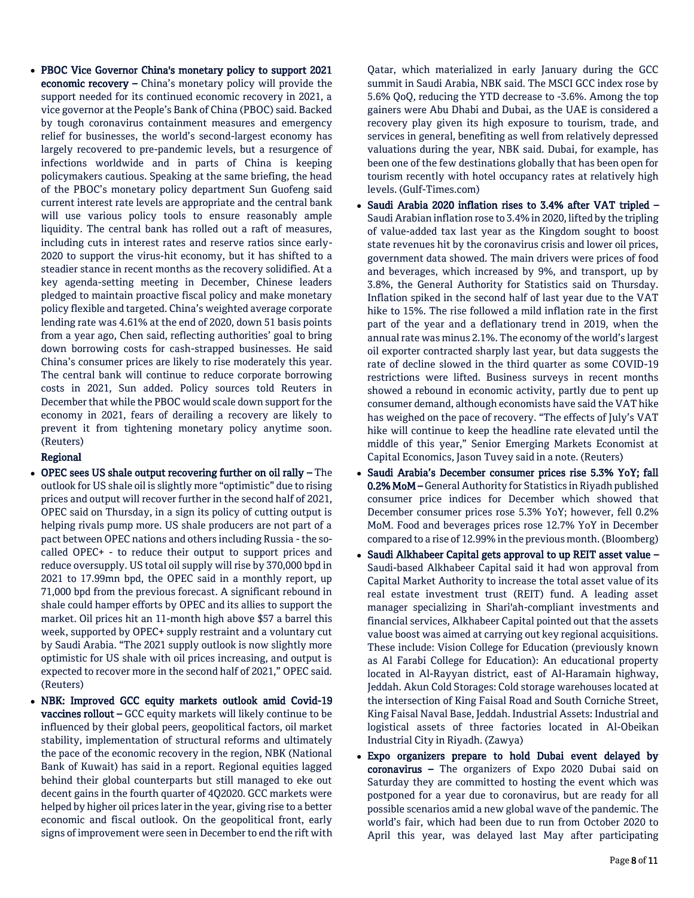- **PBOC Vice Governor China's monetary policy to support 2021 economic recovery –** China's monetary policy will provide the support needed for its continued economic recovery in 2021, a vice governor at the People's Bank of China (PBOC) said. Backed by tough coronavirus containment measures and emergency relief for businesses, the world's second-largest economy has largely recovered to pre-pandemic levels, but a resurgence of infections worldwide and in parts of China is keeping policymakers cautious. Speaking at the same briefing, the head of the PBOC's monetary policy department Sun Guofeng said current interest rate levels are appropriate and the central bank will use various policy tools to ensure reasonably ample liquidity. The central bank has rolled out a raft of measures, including cuts in interest rates and reserve ratios since early-2020 to support the virus-hit economy, but it has shifted to a steadier stance in recent months as the recovery solidified. At a key agenda-setting meeting in December, Chinese leaders pledged to maintain proactive fiscal policy and make monetary policy flexible and targeted. China's weighted average corporate lending rate was 4.61% at the end of 2020, down 51 basis points from a year ago, Chen said, reflecting authorities' goal to bring down borrowing costs for cash-strapped businesses. He said China's consumer prices are likely to rise moderately this year. The central bank will continue to reduce corporate borrowing costs in 2021, Sun added. Policy sources told Reuters in December that while the PBOC would scale down support for the economy in 2021, fears of derailing a recovery are likely to prevent it from tightening monetary policy anytime soon. (Reuters)

**Regional**

- **OPEC sees US shale output recovering further on oil rally –** The outlook for US shale oil is slightly more "optimistic" due to rising prices and output will recover further in the second half of 2021, OPEC said on Thursday, in a sign its policy of cutting output is helping rivals pump more. US shale producers are not part of a pact between OPEC nations and others including Russia - the so-called OPEC+ - to reduce their output to support prices and reduce oversupply. US total oil supply will rise by 370,000 bpd in 2021 to 17.99mn bpd, the OPEC said in a monthly report, up 71,000 bpd from the previous forecast. A significant rebound in shale could hamper efforts by OPEC and its allies to support the market. Oil prices hit an 11-month high above $57 a barrel this week, supported by OPEC+ supply restraint and a voluntary cut by Saudi Arabia. "The 2021 supply outlook is now slightly more optimistic for US shale with oil prices increasing, and output is expected to recover more in the second half of 2021," OPEC said. (Reuters)
- **NBK: Improved GCC equity markets outlook amid Covid-19 vaccines rollout –** GCC equity markets will likely continue to be influenced by their global peers, geopolitical factors, oil market stability, implementation of structural reforms and ultimately the pace of the economic recovery in the region, NBK (National Bank of Kuwait) has said in a report. Regional equities lagged behind their global counterparts but still managed to eke out decent gains in the fourth quarter of 4Q2020. GCC markets were helped by higher oil prices later in the year, giving rise to a better economic and fiscal outlook. On the geopolitical front, early signs of improvement were seen in December to end the rift with Qatar, which materialized in early January during the GCC summit in Saudi Arabia, NBK said. The MSCI GCC index rose by 5.6% QoQ, reducing the YTD decrease to -3.6%. Among the top gainers were Abu Dhabi and Dubai, as the UAE is considered a recovery play given its high exposure to tourism, trade, and services in general, benefiting as well from relatively depressed valuations during the year, NBK said. Dubai, for example, has been one of the few destinations globally that has been open for tourism recently with hotel occupancy rates at relatively high levels. (Gulf-Times.com)
- **Saudi Arabia 2020 inflation rises to 3.4% after VAT tripled –** Saudi Arabian inflation rose to 3.4% in 2020, lifted by the tripling of value-added tax last year as the Kingdom sought to boost state revenues hit by the coronavirus crisis and lower oil prices, government data showed. The main drivers were prices of food and beverages, which increased by 9%, and transport, up by 3.8%, the General Authority for Statistics said on Thursday. Inflation spiked in the second half of last year due to the VAT hike to 15%. The rise followed a mild inflation rate in the first part of the year and a deflationary trend in 2019, when the annual rate was minus 2.1%. The economy of the world's largest oil exporter contracted sharply last year, but data suggests the rate of decline slowed in the third quarter as some COVID-19 restrictions were lifted. Business surveys in recent months showed a rebound in economic activity, partly due to pent up consumer demand, although economists have said the VAT hike has weighed on the pace of recovery. "The effects of July's VAT hike will continue to keep the headline rate elevated until the middle of this year," Senior Emerging Markets Economist at Capital Economics, Jason Tuvey said in a note. (Reuters)
- **Saudi Arabia's December consumer prices rise 5.3% YoY; fall 0.2% MoM –** General Authority for Statistics in Riyadh published consumer price indices for December which showed that December consumer prices rose 5.3% YoY; however, fell 0.2% MoM. Food and beverages prices rose 12.7% YoY in December compared to a rise of 12.99% in the previous month. (Bloomberg)
- **Saudi Alkhabeer Capital gets approval to up REIT asset value –** Saudi-based Alkhabeer Capital said it had won approval from Capital Market Authority to increase the total asset value of its real estate investment trust (REIT) fund. A leading asset manager specializing in Shari'ah-compliant investments and financial services, Alkhabeer Capital pointed out that the assets value boost was aimed at carrying out key regional acquisitions. These include: Vision College for Education (previously known as Al Farabi College for Education): An educational property located in Al-Rayyan district, east of Al-Haramain highway, Jeddah. Akun Cold Storages: Cold storage warehouses located at the intersection of King Faisal Road and South Corniche Street, King Faisal Naval Base, Jeddah. Industrial Assets: Industrial and logistical assets of three factories located in Al-Obeikan Industrial City in Riyadh. (Zawya)
- **Expo organizers prepare to hold Dubai event delayed by coronavirus –** The organizers of Expo 2020 Dubai said on Saturday they are committed to hosting the event which was postponed for a year due to coronavirus, but are ready for all possible scenarios amid a new global wave of the pandemic. The world's fair, which had been due to run from October 2020 to April this year, was delayed last May after participating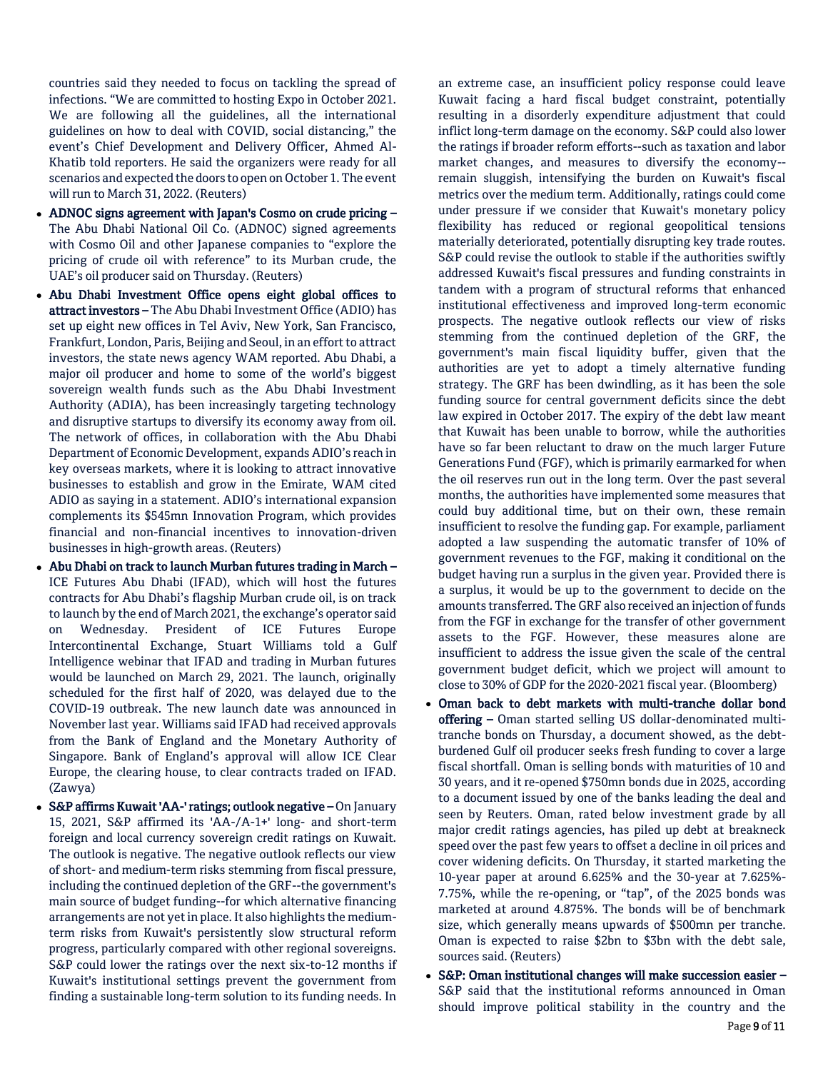countries said they needed to focus on tackling the spread of infections. "We are committed to hosting Expo in October 2021. We are following all the guidelines, all the international guidelines on how to deal with COVID, social distancing," the event's Chief Development and Delivery Officer, Ahmed Al-Khatib told reporters. He said the organizers were ready for all scenarios and expected the doors to open on October 1. The event will run to March 31, 2022. (Reuters)

- **ADNOC signs agreement with Japan's Cosmo on crude pricing –** The Abu Dhabi National Oil Co. (ADNOC) signed agreements with Cosmo Oil and other Japanese companies to "explore the pricing of crude oil with reference" to its Murban crude, the UAE's oil producer said on Thursday. (Reuters)
- **Abu Dhabi Investment Office opens eight global offices to attract investors –** The Abu Dhabi Investment Office (ADIO) has set up eight new offices in Tel Aviv, New York, San Francisco, Frankfurt, London, Paris, Beijing and Seoul, in an effort to attract investors, the state news agency WAM reported. Abu Dhabi, a major oil producer and home to some of the world's biggest sovereign wealth funds such as the Abu Dhabi Investment Authority (ADIA), has been increasingly targeting technology and disruptive startups to diversify its economy away from oil. The network of offices, in collaboration with the Abu Dhabi Department of Economic Development, expands ADIO's reach in key overseas markets, where it is looking to attract innovative businesses to establish and grow in the Emirate, WAM cited ADIO as saying in a statement. ADIO's international expansion complements its $545mn Innovation Program, which provides financial and non-financial incentives to innovation-driven businesses in high-growth areas. (Reuters)
- **Abu Dhabi on track to launch Murban futures trading in March –** ICE Futures Abu Dhabi (IFAD), which will host the futures contracts for Abu Dhabi's flagship Murban crude oil, is on track to launch by the end of March 2021, the exchange's operator said on Wednesday. President of ICE Futures Europe Intercontinental Exchange, Stuart Williams told a Gulf Intelligence webinar that IFAD and trading in Murban futures would be launched on March 29, 2021. The launch, originally scheduled for the first half of 2020, was delayed due to the COVID-19 outbreak. The new launch date was announced in November last year. Williams said IFAD had received approvals from the Bank of England and the Monetary Authority of Singapore. Bank of England's approval will allow ICE Clear Europe, the clearing house, to clear contracts traded on IFAD. (Zawya)
- **S&P affirms Kuwait 'AA-' ratings; outlook negative –** On January 15, 2021, S&P affirmed its 'AA-/A-1+' long- and short-term foreign and local currency sovereign credit ratings on Kuwait. The outlook is negative. The negative outlook reflects our view of short- and medium-term risks stemming from fiscal pressure, including the continued depletion of the GRF--the government's main source of budget funding--for which alternative financing arrangements are not yet in place. It also highlights the medium-term risks from Kuwait's persistently slow structural reform progress, particularly compared with other regional sovereigns. S&P could lower the ratings over the next six-to-12 months if Kuwait's institutional settings prevent the government from finding a sustainable long-term solution to its funding needs. In an extreme case, an insufficient policy response could leave Kuwait facing a hard fiscal budget constraint, potentially resulting in a disorderly expenditure adjustment that could inflict long-term damage on the economy. S&P could also lower the ratings if broader reform efforts--such as taxation and labor market changes, and measures to diversify the economy--remain sluggish, intensifying the burden on Kuwait's fiscal metrics over the medium term. Additionally, ratings could come under pressure if we consider that Kuwait's monetary policy flexibility has reduced or regional geopolitical tensions materially deteriorated, potentially disrupting key trade routes. S&P could revise the outlook to stable if the authorities swiftly addressed Kuwait's fiscal pressures and funding constraints in tandem with a program of structural reforms that enhanced institutional effectiveness and improved long-term economic prospects. The negative outlook reflects our view of risks stemming from the continued depletion of the GRF, the government's main fiscal liquidity buffer, given that the authorities are yet to adopt a timely alternative funding strategy. The GRF has been dwindling, as it has been the sole funding source for central government deficits since the debt law expired in October 2017. The expiry of the debt law meant that Kuwait has been unable to borrow, while the authorities have so far been reluctant to draw on the much larger Future Generations Fund (FGF), which is primarily earmarked for when the oil reserves run out in the long term. Over the past several months, the authorities have implemented some measures that could buy additional time, but on their own, these remain insufficient to resolve the funding gap. For example, parliament adopted a law suspending the automatic transfer of 10% of government revenues to the FGF, making it conditional on the budget having run a surplus in the given year. Provided there is a surplus, it would be up to the government to decide on the amounts transferred. The GRF also received an injection of funds from the FGF in exchange for the transfer of other government assets to the FGF. However, these measures alone are insufficient to address the issue given the scale of the central government budget deficit, which we project will amount to close to 30% of GDP for the 2020-2021 fiscal year. (Bloomberg)
- **Oman back to debt markets with multi-tranche dollar bond offering –** Oman started selling US dollar-denominated multi-tranche bonds on Thursday, a document showed, as the debt-burdened Gulf oil producer seeks fresh funding to cover a large fiscal shortfall. Oman is selling bonds with maturities of 10 and 30 years, and it re-opened $750mn bonds due in 2025, according to a document issued by one of the banks leading the deal and seen by Reuters. Oman, rated below investment grade by all major credit ratings agencies, has piled up debt at breakneck speed over the past few years to offset a decline in oil prices and cover widening deficits. On Thursday, it started marketing the 10-year paper at around 6.625% and the 30-year at 7.625%-7.75%, while the re-opening, or "tap", of the 2025 bonds was marketed at around 4.875%. The bonds will be of benchmark size, which generally means upwards of $500mn per tranche. Oman is expected to raise $2bn to $3bn with the debt sale, sources said. (Reuters)
- **S&P: Oman institutional changes will make succession easier –** S&P said that the institutional reforms announced in Oman should improve political stability in the country and the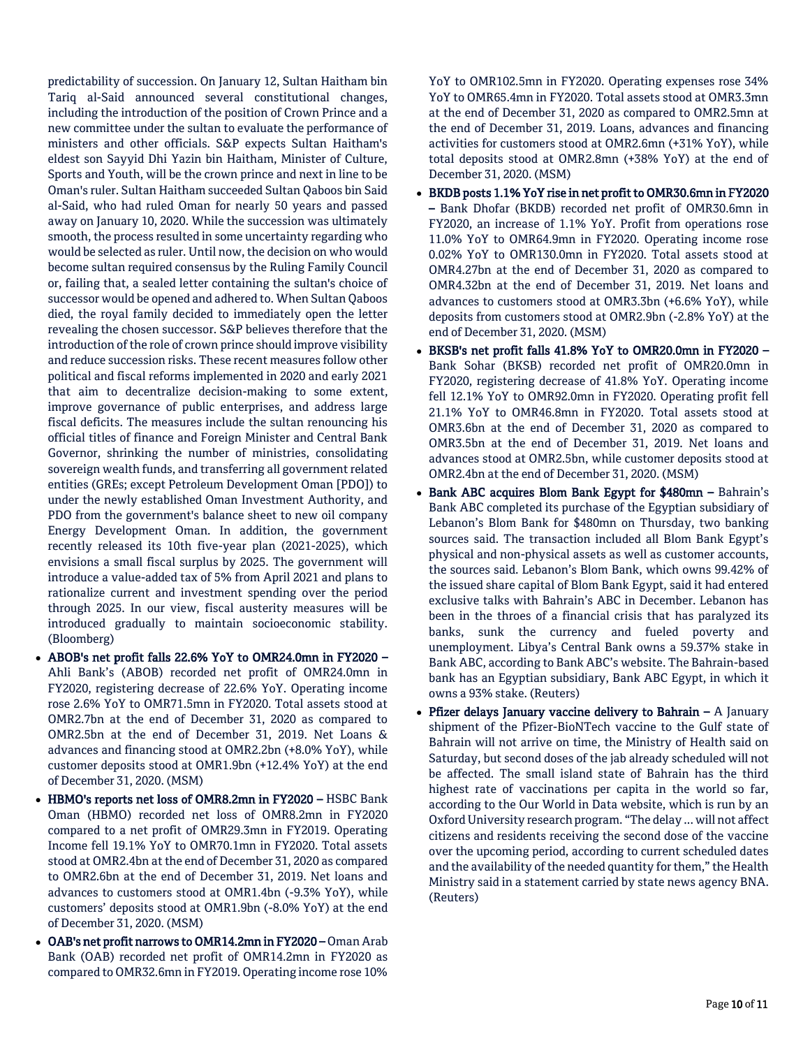predictability of succession. On January 12, Sultan Haitham bin Tariq al-Said announced several constitutional changes, including the introduction of the position of Crown Prince and a new committee under the sultan to evaluate the performance of ministers and other officials. S&P expects Sultan Haitham's eldest son Sayyid Dhi Yazin bin Haitham, Minister of Culture, Sports and Youth, will be the crown prince and next in line to be Oman's ruler. Sultan Haitham succeeded Sultan Qaboos bin Said al-Said, who had ruled Oman for nearly 50 years and passed away on January 10, 2020. While the succession was ultimately smooth, the process resulted in some uncertainty regarding who would be selected as ruler. Until now, the decision on who would become sultan required consensus by the Ruling Family Council or, failing that, a sealed letter containing the sultan's choice of successor would be opened and adhered to. When Sultan Qaboos died, the royal family decided to immediately open the letter revealing the chosen successor. S&P believes therefore that the introduction of the role of crown prince should improve visibility and reduce succession risks. These recent measures follow other political and fiscal reforms implemented in 2020 and early 2021 that aim to decentralize decision-making to some extent, improve governance of public enterprises, and address large fiscal deficits. The measures include the sultan renouncing his official titles of finance and Foreign Minister and Central Bank Governor, shrinking the number of ministries, consolidating sovereign wealth funds, and transferring all government related entities (GREs; except Petroleum Development Oman [PDO]) to under the newly established Oman Investment Authority, and PDO from the government's balance sheet to new oil company Energy Development Oman. In addition, the government recently released its 10th five-year plan (2021-2025), which envisions a small fiscal surplus by 2025. The government will introduce a value-added tax of 5% from April 2021 and plans to rationalize current and investment spending over the period through 2025. In our view, fiscal austerity measures will be introduced gradually to maintain socioeconomic stability. (Bloomberg)

- **ABOB's net profit falls 22.6% YoY to OMR24.0mn in FY2020 –** Ahli Bank's (ABOB) recorded net profit of OMR24.0mn in FY2020, registering decrease of 22.6% YoY. Operating income rose 2.6% YoY to OMR71.5mn in FY2020. Total assets stood at OMR2.7bn at the end of December 31, 2020 as compared to OMR2.5bn at the end of December 31, 2019. Net Loans & advances and financing stood at OMR2.2bn (+8.0% YoY), while customer deposits stood at OMR1.9bn (+12.4% YoY) at the end of December 31, 2020. (MSM)
- **HBMO's reports net loss of OMR8.2mn in FY2020 –** HSBC Bank Oman (HBMO) recorded net loss of OMR8.2mn in FY2020 compared to a net profit of OMR29.3mn in FY2019. Operating Income fell 19.1% YoY to OMR70.1mn in FY2020. Total assets stood at OMR2.4bn at the end of December 31, 2020 as compared to OMR2.6bn at the end of December 31, 2019. Net loans and advances to customers stood at OMR1.4bn (-9.3% YoY), while customers' deposits stood at OMR1.9bn (-8.0% YoY) at the end of December 31, 2020. (MSM)
- **OAB's net profit narrows to OMR14.2mn in FY2020 –** Oman Arab Bank (OAB) recorded net profit of OMR14.2mn in FY2020 as compared to OMR32.6mn in FY2019. Operating income rose 10% YoY to OMR102.5mn in FY2020. Operating expenses rose 34% YoY to OMR65.4mn in FY2020. Total assets stood at OMR3.3mn at the end of December 31, 2020 as compared to OMR2.5mn at the end of December 31, 2019. Loans, advances and financing activities for customers stood at OMR2.6mn (+31% YoY), while total deposits stood at OMR2.8mn (+38% YoY) at the end of December 31, 2020. (MSM)
- **BKDB posts 1.1% YoY rise in net profit to OMR30.6mn in FY2020 –** Bank Dhofar (BKDB) recorded net profit of OMR30.6mn in FY2020, an increase of 1.1% YoY. Profit from operations rose 11.0% YoY to OMR64.9mn in FY2020. Operating income rose 0.02% YoY to OMR130.0mn in FY2020. Total assets stood at OMR4.27bn at the end of December 31, 2020 as compared to OMR4.32bn at the end of December 31, 2019. Net loans and advances to customers stood at OMR3.3bn (+6.6% YoY), while deposits from customers stood at OMR2.9bn (-2.8% YoY) at the end of December 31, 2020. (MSM)
- **BKSB's net profit falls 41.8% YoY to OMR20.0mn in FY2020 –** Bank Sohar (BKSB) recorded net profit of OMR20.0mn in FY2020, registering decrease of 41.8% YoY. Operating income fell 12.1% YoY to OMR92.0mn in FY2020. Operating profit fell 21.1% YoY to OMR46.8mn in FY2020. Total assets stood at OMR3.6bn at the end of December 31, 2020 as compared to OMR3.5bn at the end of December 31, 2019. Net loans and advances stood at OMR2.5bn, while customer deposits stood at OMR2.4bn at the end of December 31, 2020. (MSM)
- **Bank ABC acquires Blom Bank Egypt for $480mn –** Bahrain's Bank ABC completed its purchase of the Egyptian subsidiary of Lebanon's Blom Bank for $480mn on Thursday, two banking sources said. The transaction included all Blom Bank Egypt's physical and non-physical assets as well as customer accounts, the sources said. Lebanon's Blom Bank, which owns 99.42% of the issued share capital of Blom Bank Egypt, said it had entered exclusive talks with Bahrain's ABC in December. Lebanon has been in the throes of a financial crisis that has paralyzed its banks, sunk the currency and fueled poverty and unemployment. Libya's Central Bank owns a 59.37% stake in Bank ABC, according to Bank ABC's website. The Bahrain-based bank has an Egyptian subsidiary, Bank ABC Egypt, in which it owns a 93% stake. (Reuters)
- **Pfizer delays January vaccine delivery to Bahrain –** A January shipment of the Pfizer-BioNTech vaccine to the Gulf state of Bahrain will not arrive on time, the Ministry of Health said on Saturday, but second doses of the jab already scheduled will not be affected. The small island state of Bahrain has the third highest rate of vaccinations per capita in the world so far, according to the Our World in Data website, which is run by an Oxford University research program. "The delay ... will not affect citizens and residents receiving the second dose of the vaccine over the upcoming period, according to current scheduled dates and the availability of the needed quantity for them," the Health Ministry said in a statement carried by state news agency BNA. (Reuters)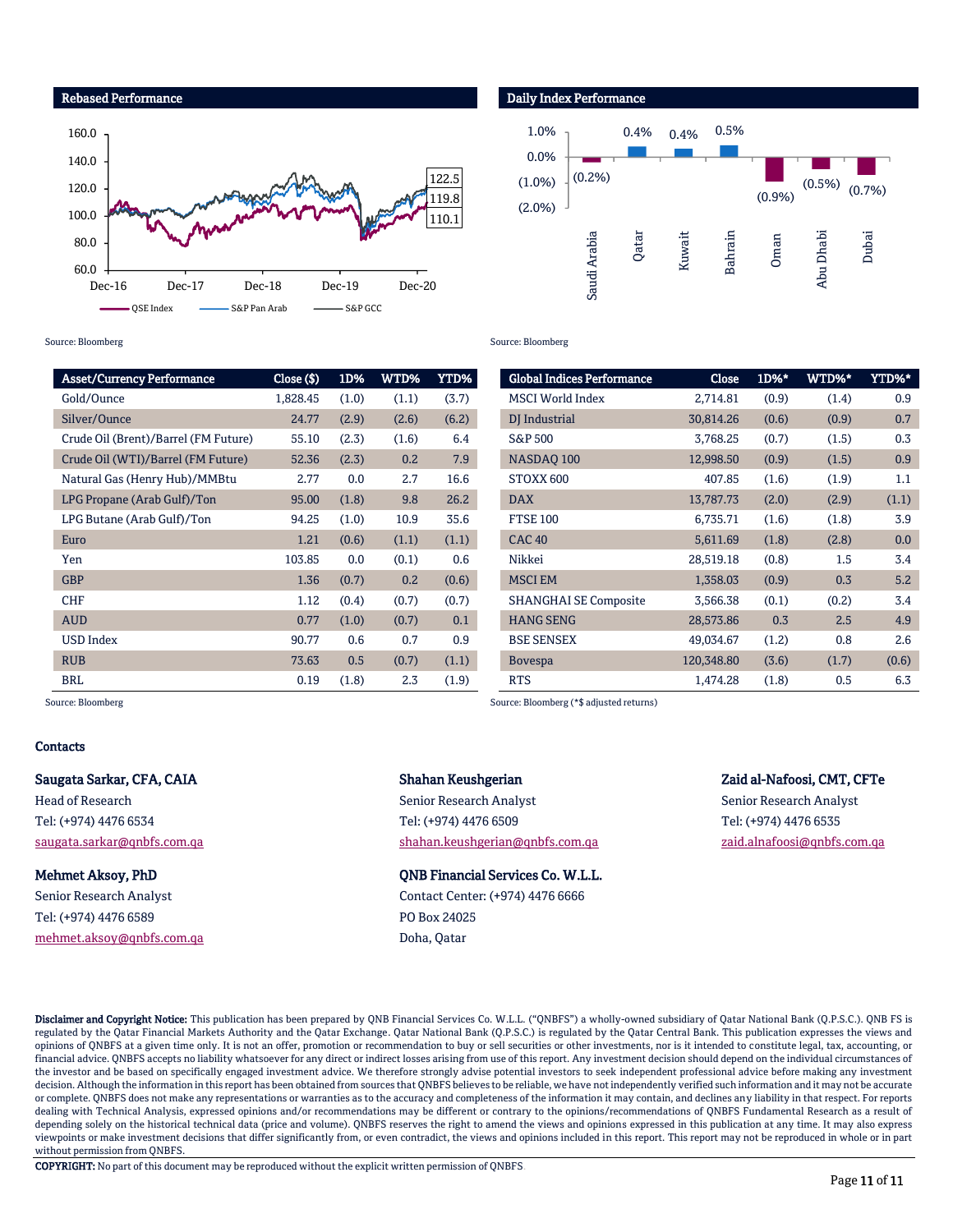## Rebased Performance

160.0
140.0
120.0
100.0
80.0
60.0

Dec-16 Dec-17 Dec-18 Dec-19 Dec-20

122.5
119.8
110.1

QSE Index S&P Pan Arab S&P GCC

Source: Bloomberg

## Daily Index Performance

1.0%
0.0%
(1.0%)
(2.0%)

(0.2%) 0.4% 0.4% 0.5% (0.9%) (0.5%) (0.7%)

Saudi Arabia Qatar Kuwait Bahrain Oman Abu Dhabi Dubai

Source: Bloomberg

| Asset/Currency Performance | Close ($) | 1D% | WTD% | YTD% |
|---|---|---|---|---|
| Gold/Ounce | 1,828.45 | (1.0) | (1.1) | (3.7) |
| Silver/Ounce | 24.77 | (2.9) | (2.6) | (6.2) |
| Crude Oil (Brent)/Barrel (FM Future) | 55.10 | (2.3) | (1.6) | 6.4 |
| Crude Oil (WTI)/Barrel (FM Future) | 52.36 | (2.3) | 0.2 | 7.9 |
| Natural Gas (Henry Hub)/MMBtu | 2.77 | 0.0 | 2.7 | 16.6 |
| LPG Propane (Arab Gulf)/Ton | 95.00 | (1.8) | 9.8 | 26.2 |
| LPG Butane (Arab Gulf)/Ton | 94.25 | (1.0) | 10.9 | 35.6 |
| Euro | 1.21 | (0.6) | (1.1) | (1.1) |
| Yen | 103.85 | 0.0 | (0.1) | 0.6 |
| GBP | 1.36 | (0.7) | 0.2 | (0.6) |
| CHF | 1.12 | (0.4) | (0.7) | (0.7) |
| AUD | 0.77 | (1.0) | (0.7) | 0.1 |
| USD Index | 90.77 | 0.6 | 0.7 | 0.9 |
| RUB | 73.63 | 0.5 | (0.7) | (1.1) |
| BRL | 0.19 | (1.8) | 2.3 | (1.9) |

Source: Bloomberg

| Global Indices Performance | Close | 1D%* | WTD%* | YTD%* |
|---|---|---|---|---|
| MSCI World Index | 2,714.81 | (0.9) | (1.4) | 0.9 |
| DJ Industrial | 30,814.26 | (0.6) | (0.9) | 0.7 |
| S&P 500 | 3,768.25 | (0.7) | (1.5) | 0.3 |
| NASDAQ 100 | 12,998.50 | (0.9) | (1.5) | 0.9 |
| STOXX 600 | 407.85 | (1.6) | (1.9) | 1.1 |
| DAX | 13,787.73 | (2.0) | (2.9) | (1.1) |
| FTSE 100 | 6,735.71 | (1.6) | (1.8) | 3.9 |
| CAC 40 | 5,611.69 | (1.8) | (2.8) | 0.0 |
| Nikkei | 28,519.18 | (0.8) | 1.5 | 3.4 |
| MSCI EM | 1,358.03 | (0.9) | 0.3 | 5.2 |
| SHANGHAI SE Composite | 3,566.38 | (0.1) | (0.2) | 3.4 |
| HANG SENG | 28,573.86 | 0.3 | 2.5 | 4.9 |
| BSE SENSEX | 49,034.67 | (1.2) | 0.8 | 2.6 |
| Bovespa | 120,348.80 | (3.6) | (1.7) | (0.6) |
| RTS | 1,474.28 | (1.8) | 0.5 | 6.3 |

Source: Bloomberg (*$ adjusted returns)

### Contacts

**Saugata Sarkar, CFA, CAIA**
Head of Research
Tel: (+974) 4476 6534
saugata.sarkar@qnbfs.com.qa

**Shahan Keushgerian**
Senior Research Analyst
Tel: (+974) 4476 6509
shahan.keushgerian@qnbfs.com.qa

**Zaid al-Nafoosi, CMT, CFTe**
Senior Research Analyst
Tel: (+974) 4476 6535
zaid.alnafoosi@qnbfs.com.qa

**Mehmet Aksoy, PhD**
Senior Research Analyst
Tel: (+974) 4476 6589
mehmet.aksoy@qnbfs.com.qa

**QNB Financial Services Co. W.L.L.**
Contact Center: (+974) 4476 6666
PO Box 24025
Doha, Qatar

**Disclaimer and Copyright Notice:** This publication has been prepared by QNB Financial Services Co. W.L.L. ("QNBFS") a wholly-owned subsidiary of Qatar National Bank (Q.P.S.C.). QNB FS is regulated by the Qatar Financial Markets Authority and the Qatar Exchange. Qatar National Bank (Q.P.S.C.) is regulated by the Qatar Central Bank. This publication expresses the views and opinions of QNBFS at a given time only. It is not an offer, promotion or recommendation to buy or sell securities or other investments, nor is it intended to constitute legal, tax, accounting, or financial advice. QNBFS accepts no liability whatsoever for any direct or indirect losses arising from use of this report. Any investment decision should depend on the individual circumstances of the investor and be based on specifically engaged investment advice. We therefore strongly advise potential investors to seek independent professional advice before making any investment decision. Although the information in this report has been obtained from sources that QNBFS believes to be reliable, we have not independently verified such information and it may not be accurate or complete. QNBFS does not make any representations or warranties as to the accuracy and completeness of the information it may contain, and declines any liability in that respect. For reports dealing with Technical Analysis, expressed opinions and/or recommendations may be different or contrary to the opinions/recommendations of QNBFS Fundamental Research as a result of depending solely on the historical technical data (price and volume). QNBFS reserves the right to amend the views and opinions expressed in this publication at any time. It may also express viewpoints or make investment decisions that differ significantly from, or even contradict, the views and opinions included in this report. This report may not be reproduced in whole or in part without permission from QNBFS.

**COPYRIGHT:** No part of this document may be reproduced without the explicit written permission of QNBFS